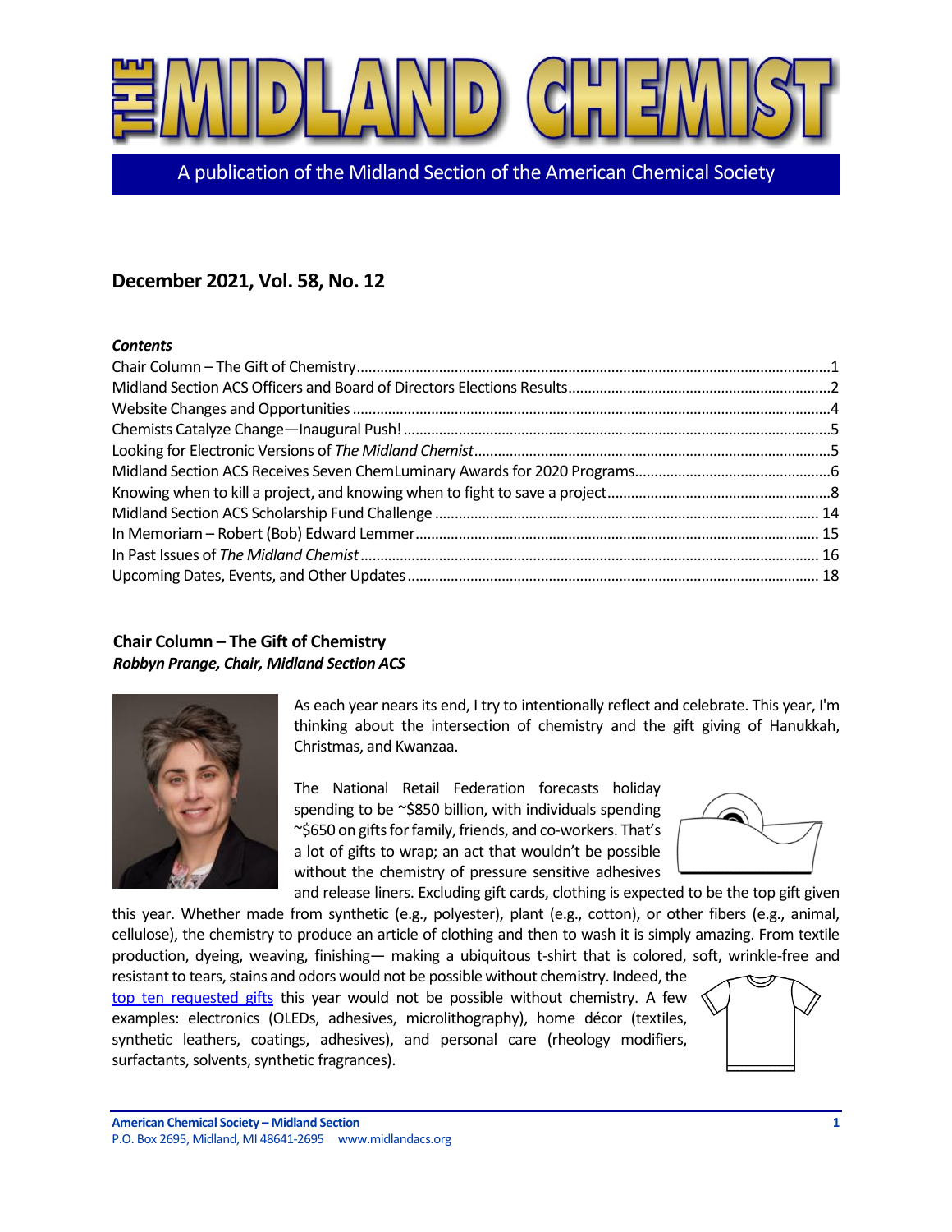# THE MIDLAND CHEMIST

A publication of the Midland Section of the American Chemical Society

## December 2021, Vol. 58, No. 12

***Contents***

- Chair Column – The Gift of Chemistry ..... 1
- Midland Section ACS Officers and Board of Directors Elections Results ..... 2
- Website Changes and Opportunities ..... 4
- Chemists Catalyze Change—Inaugural Push! ..... 5
- Looking for Electronic Versions of *The Midland Chemist* ..... 5
- Midland Section ACS Receives Seven ChemLuminary Awards for 2020 Programs ..... 6
- Knowing when to kill a project, and knowing when to fight to save a project ..... 8
- Midland Section ACS Scholarship Fund Challenge ..... 14
- In Memoriam – Robert (Bob) Edward Lemmer ..... 15
- In Past Issues of *The Midland Chemist* ..... 16
- Upcoming Dates, Events, and Other Updates ..... 18

### Chair Column – The Gift of Chemistry

***Robbyn Prange, Chair, Midland Section ACS***

As each year nears its end, I try to intentionally reflect and celebrate. This year, I'm thinking about the intersection of chemistry and the gift giving of Hanukkah, Christmas, and Kwanzaa.

The National Retail Federation forecasts holiday spending to be ~$850 billion, with individuals spending ~$650 on gifts for family, friends, and co-workers. That's a lot of gifts to wrap; an act that wouldn't be possible without the chemistry of pressure sensitive adhesives and release liners. Excluding gift cards, clothing is expected to be the top gift given this year. Whether made from synthetic (e.g., polyester), plant (e.g., cotton), or other fibers (e.g., animal, cellulose), the chemistry to produce an article of clothing and then to wash it is simply amazing. From textile production, dyeing, weaving, finishing— making a ubiquitous t-shirt that is colored, soft, wrinkle-free and resistant to tears, stains and odors would not be possible without chemistry. Indeed, the top ten requested gifts this year would not be possible without chemistry. A few examples: electronics (OLEDs, adhesives, microlithography), home décor (textiles, synthetic leathers, coatings, adhesives), and personal care (rheology modifiers, surfactants, solvents, synthetic fragrances).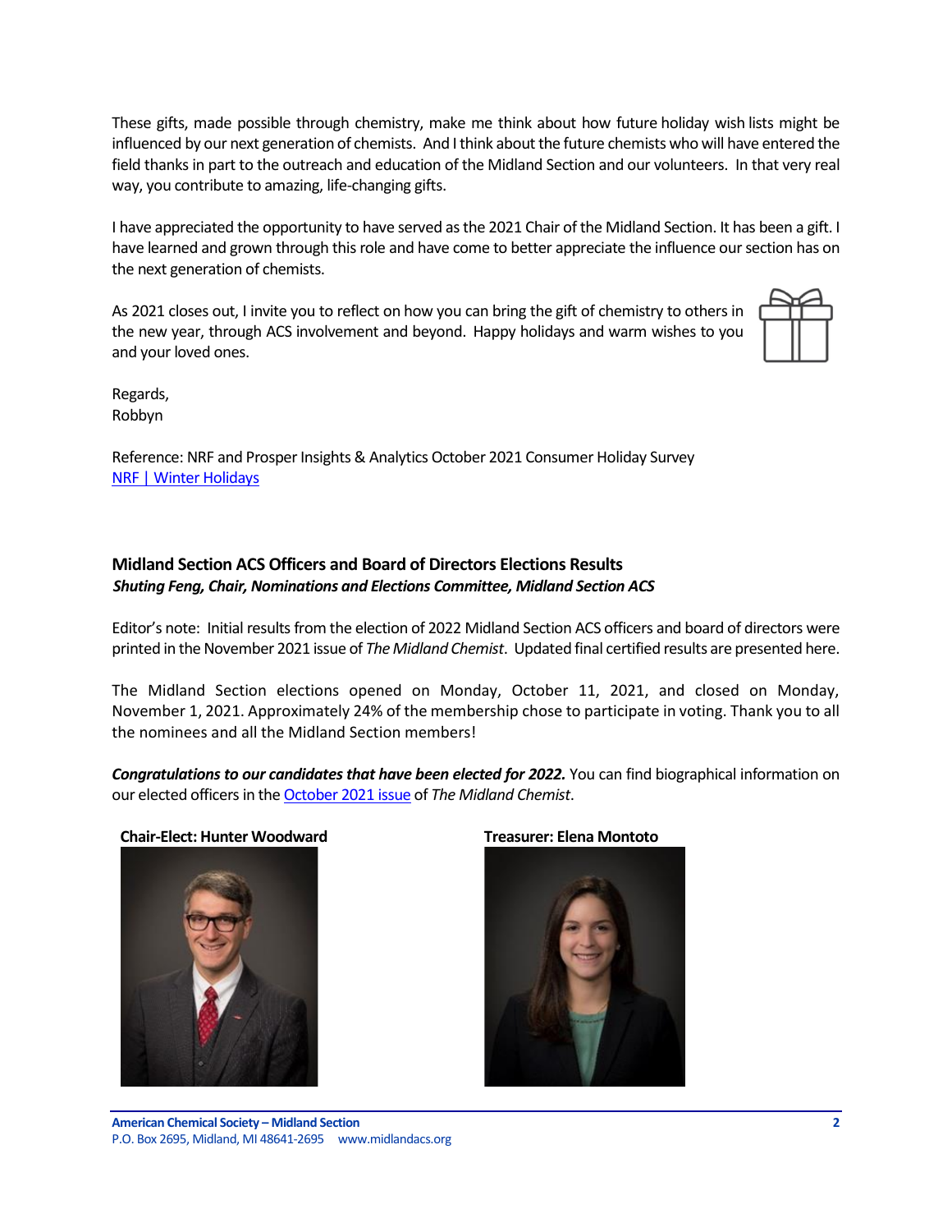These gifts, made possible through chemistry, make me think about how future holiday wish lists might be influenced by our next generation of chemists. And I think about the future chemists who will have entered the field thanks in part to the outreach and education of the Midland Section and our volunteers. In that very real way, you contribute to amazing, life-changing gifts.

I have appreciated the opportunity to have served as the 2021 Chair of the Midland Section. It has been a gift. I have learned and grown through this role and have come to better appreciate the influence our section has on the next generation of chemists.

As 2021 closes out, I invite you to reflect on how you can bring the gift of chemistry to others in the new year, through ACS involvement and beyond. Happy holidays and warm wishes to you and your loved ones.

Regards,
Robbyn

Reference: NRF and Prosper Insights & Analytics October 2021 Consumer Holiday Survey
[NRF | Winter Holidays]

## Midland Section ACS Officers and Board of Directors Elections Results

***Shuting Feng, Chair, Nominations and Elections Committee, Midland Section ACS***

Editor's note: Initial results from the election of 2022 Midland Section ACS officers and board of directors were printed in the November 2021 issue of *The Midland Chemist*. Updated final certified results are presented here.

The Midland Section elections opened on Monday, October 11, 2021, and closed on Monday, November 1, 2021. Approximately 24% of the membership chose to participate in voting. Thank you to all the nominees and all the Midland Section members!

***Congratulations to our candidates that have been elected for 2022.*** You can find biographical information on our elected officers in the [October 2021 issue] of *The Midland Chemist*.

**Chair-Elect: Hunter Woodward**

**Treasurer: Elena Montoto**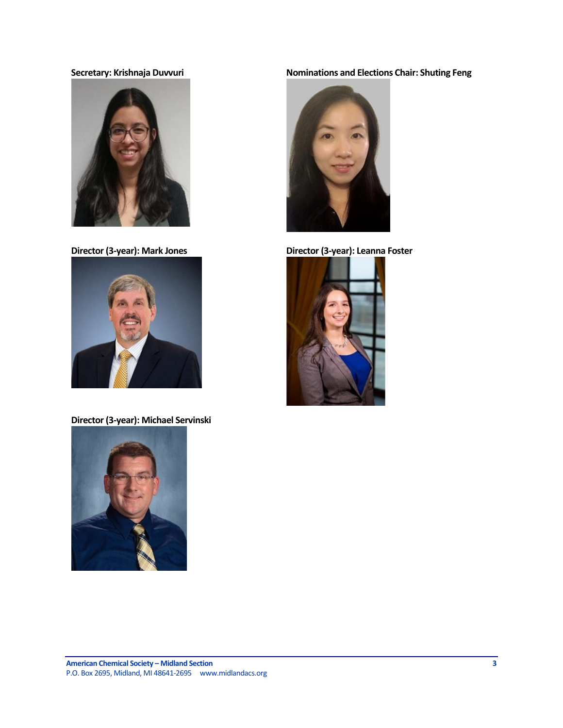**Secretary: Krishnaja Duvvuri**

**Nominations and Elections Chair: Shuting Feng**

**Director (3-year): Mark Jones**

**Director (3-year): Leanna Foster**

**Director (3-year): Michael Servinski**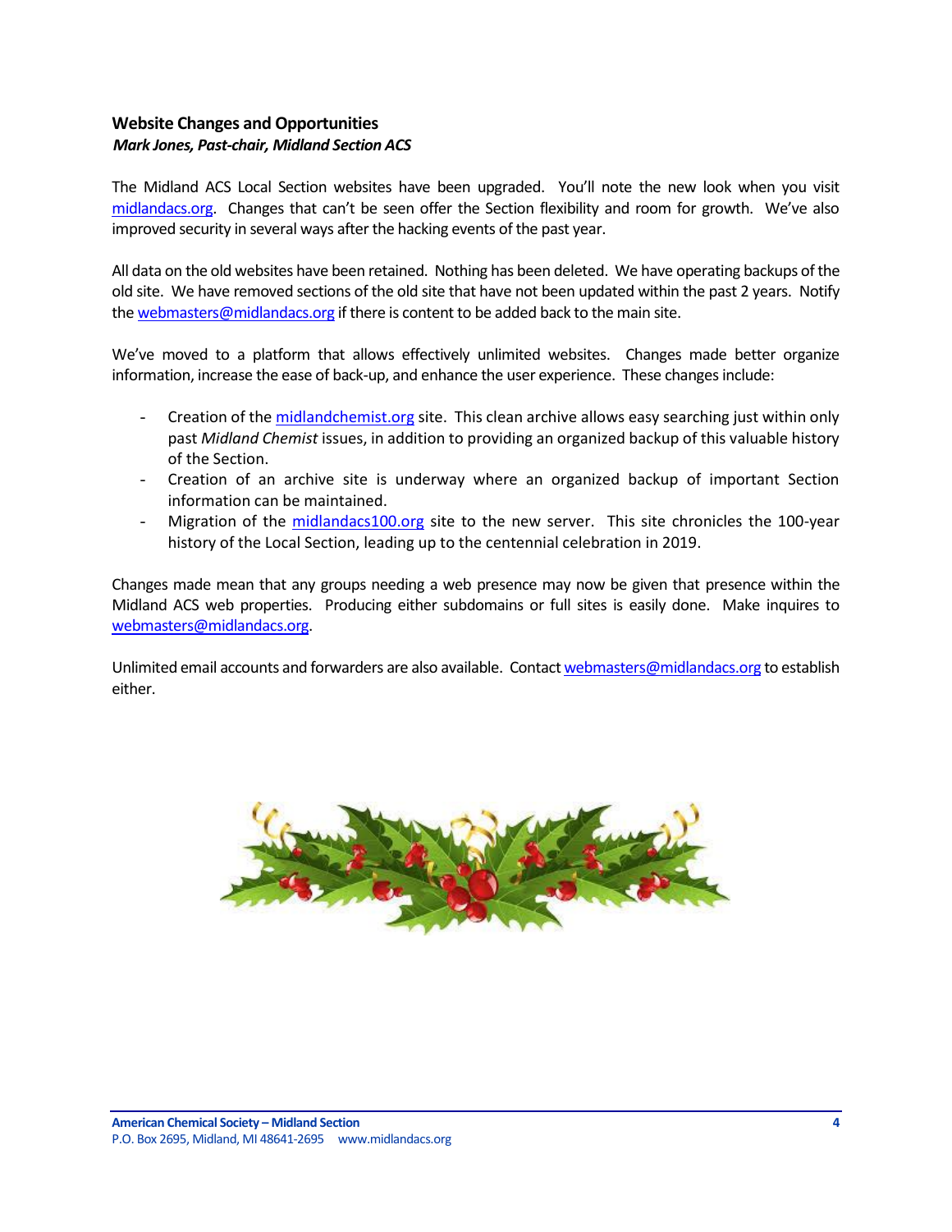## Website Changes and Opportunities

***Mark Jones, Past-chair, Midland Section ACS***

The Midland ACS Local Section websites have been upgraded. You'll note the new look when you visit midlandacs.org. Changes that can't be seen offer the Section flexibility and room for growth. We've also improved security in several ways after the hacking events of the past year.

All data on the old websites have been retained. Nothing has been deleted. We have operating backups of the old site. We have removed sections of the old site that have not been updated within the past 2 years. Notify the webmasters@midlandacs.org if there is content to be added back to the main site.

We've moved to a platform that allows effectively unlimited websites. Changes made better organize information, increase the ease of back-up, and enhance the user experience. These changes include:

- Creation of the midlandchemist.org site. This clean archive allows easy searching just within only past *Midland Chemist* issues, in addition to providing an organized backup of this valuable history of the Section.
- Creation of an archive site is underway where an organized backup of important Section information can be maintained.
- Migration of the midlandacs100.org site to the new server. This site chronicles the 100-year history of the Local Section, leading up to the centennial celebration in 2019.

Changes made mean that any groups needing a web presence may now be given that presence within the Midland ACS web properties. Producing either subdomains or full sites is easily done. Make inquires to webmasters@midlandacs.org.

Unlimited email accounts and forwarders are also available. Contact webmasters@midlandacs.org to establish either.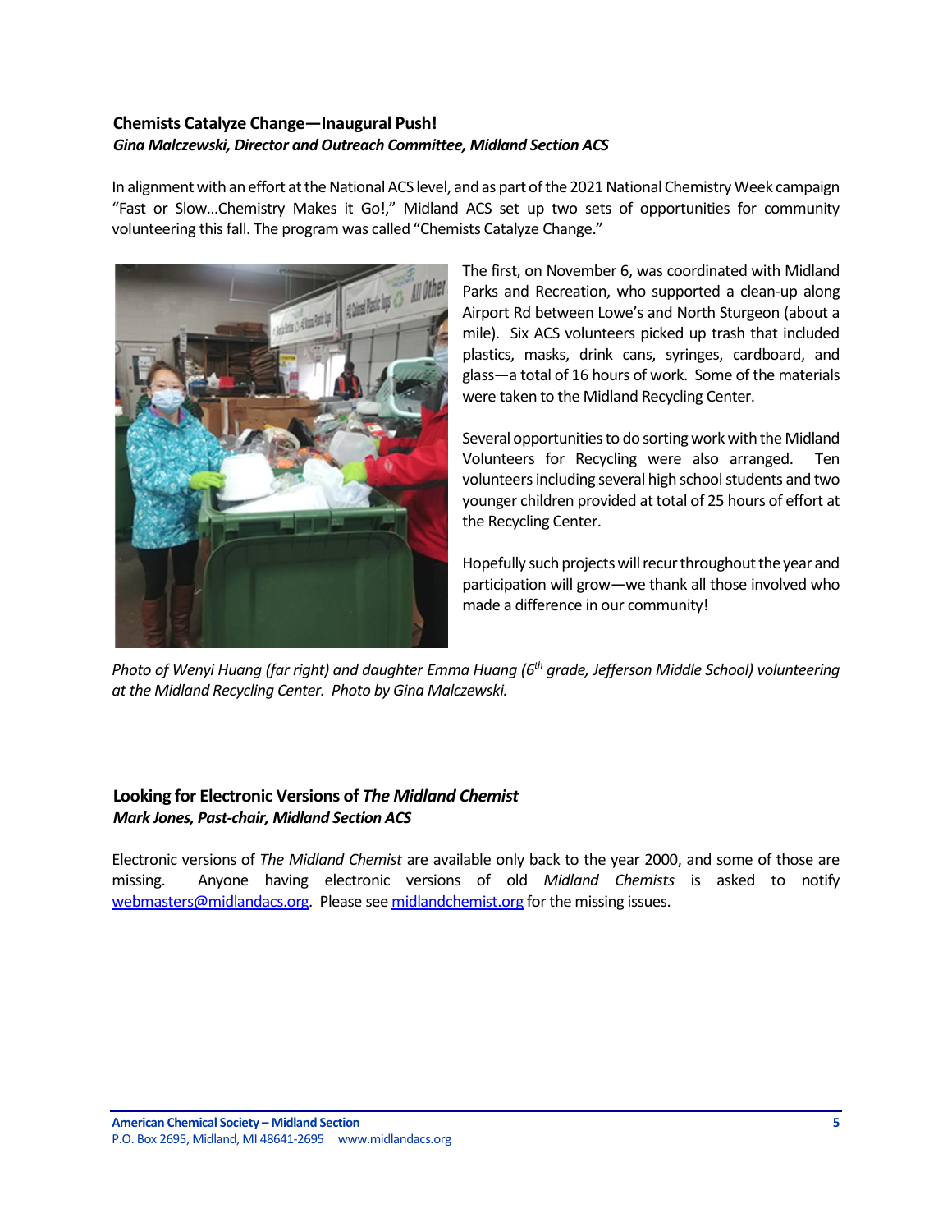### Chemists Catalyze Change—Inaugural Push!

***Gina Malczewski, Director and Outreach Committee, Midland Section ACS***

In alignment with an effort at the National ACS level, and as part of the 2021 National Chemistry Week campaign "Fast or Slow...Chemistry Makes it Go!," Midland ACS set up two sets of opportunities for community volunteering this fall. The program was called "Chemists Catalyze Change."

The first, on November 6, was coordinated with Midland Parks and Recreation, who supported a clean-up along Airport Rd between Lowe's and North Sturgeon (about a mile). Six ACS volunteers picked up trash that included plastics, masks, drink cans, syringes, cardboard, and glass—a total of 16 hours of work. Some of the materials were taken to the Midland Recycling Center.

Several opportunities to do sorting work with the Midland Volunteers for Recycling were also arranged. Ten volunteers including several high school students and two younger children provided at total of 25 hours of effort at the Recycling Center.

Hopefully such projects will recur throughout the year and participation will grow—we thank all those involved who made a difference in our community!

*Photo of Wenyi Huang (far right) and daughter Emma Huang (6th grade, Jefferson Middle School) volunteering at the Midland Recycling Center. Photo by Gina Malczewski.*

### Looking for Electronic Versions of *The Midland Chemist*

***Mark Jones, Past-chair, Midland Section ACS***

Electronic versions of *The Midland Chemist* are available only back to the year 2000, and some of those are missing. Anyone having electronic versions of old *Midland Chemists* is asked to notify webmasters@midlandacs.org. Please see midlandchemist.org for the missing issues.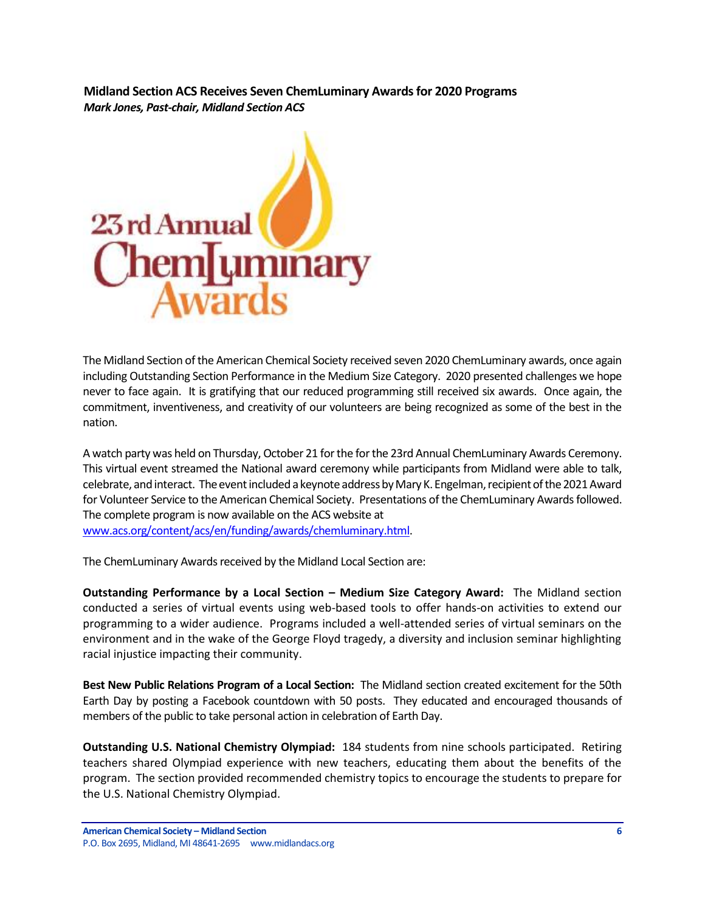**Midland Section ACS Receives Seven ChemLuminary Awards for 2020 Programs**

***Mark Jones, Past-chair, Midland Section ACS***

The Midland Section of the American Chemical Society received seven 2020 ChemLuminary awards, once again including Outstanding Section Performance in the Medium Size Category. 2020 presented challenges we hope never to face again. It is gratifying that our reduced programming still received six awards. Once again, the commitment, inventiveness, and creativity of our volunteers are being recognized as some of the best in the nation.

A watch party was held on Thursday, October 21 for the for the 23rd Annual ChemLuminary Awards Ceremony. This virtual event streamed the National award ceremony while participants from Midland were able to talk, celebrate, and interact. The event included a keynote address by Mary K. Engelman, recipient of the 2021 Award for Volunteer Service to the American Chemical Society. Presentations of the ChemLuminary Awards followed. The complete program is now available on the ACS website at [www.acs.org/content/acs/en/funding/awards/chemluminary.html](www.acs.org/content/acs/en/funding/awards/chemluminary.html).

The ChemLuminary Awards received by the Midland Local Section are:

**Outstanding Performance by a Local Section – Medium Size Category Award:** The Midland section conducted a series of virtual events using web-based tools to offer hands-on activities to extend our programming to a wider audience. Programs included a well-attended series of virtual seminars on the environment and in the wake of the George Floyd tragedy, a diversity and inclusion seminar highlighting racial injustice impacting their community.

**Best New Public Relations Program of a Local Section:** The Midland section created excitement for the 50th Earth Day by posting a Facebook countdown with 50 posts. They educated and encouraged thousands of members of the public to take personal action in celebration of Earth Day.

**Outstanding U.S. National Chemistry Olympiad:** 184 students from nine schools participated. Retiring teachers shared Olympiad experience with new teachers, educating them about the benefits of the program. The section provided recommended chemistry topics to encourage the students to prepare for the U.S. National Chemistry Olympiad.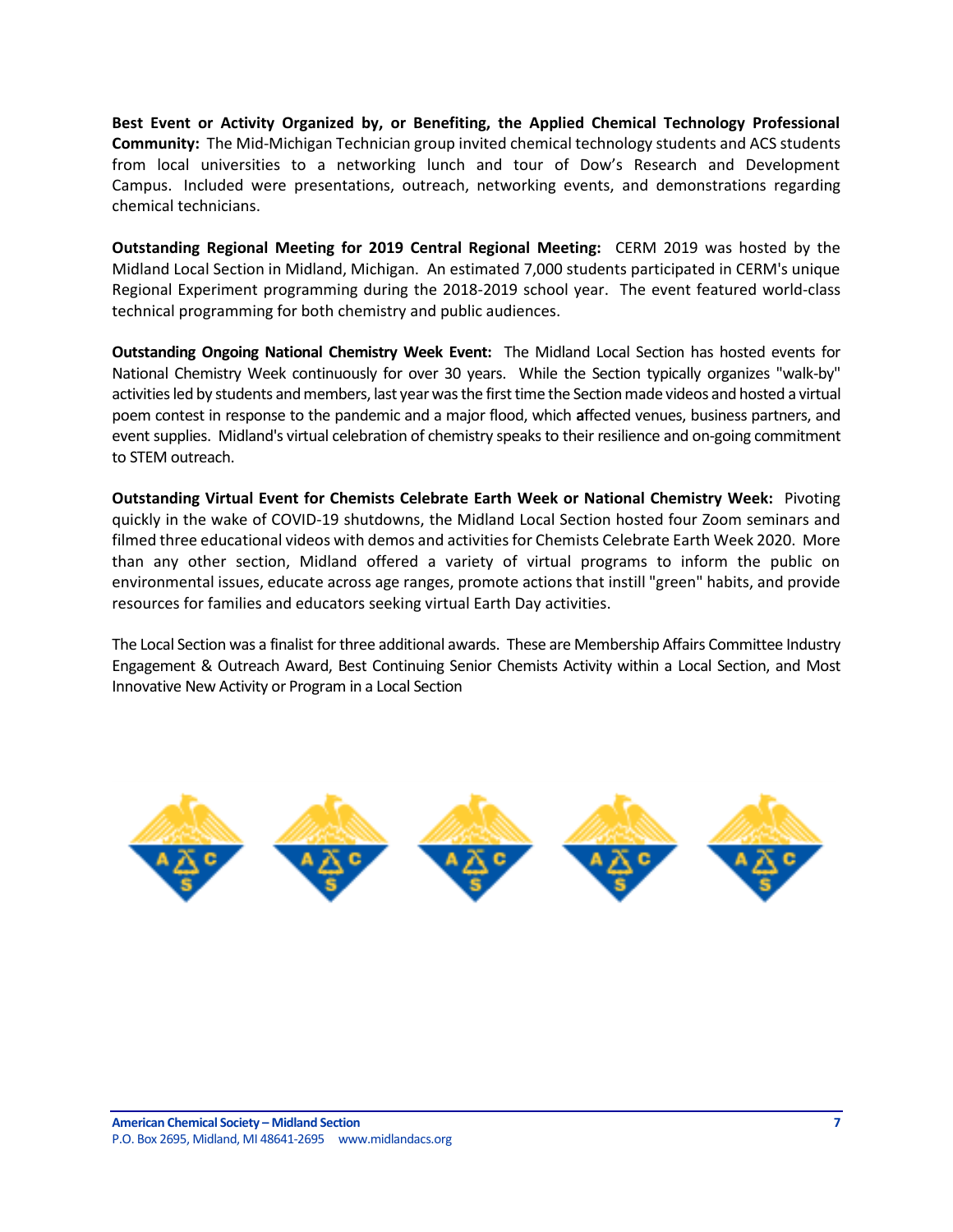**Best Event or Activity Organized by, or Benefiting, the Applied Chemical Technology Professional Community:** The Mid-Michigan Technician group invited chemical technology students and ACS students from local universities to a networking lunch and tour of Dow's Research and Development Campus. Included were presentations, outreach, networking events, and demonstrations regarding chemical technicians.

**Outstanding Regional Meeting for 2019 Central Regional Meeting:** CERM 2019 was hosted by the Midland Local Section in Midland, Michigan. An estimated 7,000 students participated in CERM's unique Regional Experiment programming during the 2018-2019 school year. The event featured world-class technical programming for both chemistry and public audiences.

**Outstanding Ongoing National Chemistry Week Event:** The Midland Local Section has hosted events for National Chemistry Week continuously for over 30 years. While the Section typically organizes "walk-by" activities led by students and members, last year was the first time the Section made videos and hosted a virtual poem contest in response to the pandemic and a major flood, which affected venues, business partners, and event supplies. Midland's virtual celebration of chemistry speaks to their resilience and on-going commitment to STEM outreach.

**Outstanding Virtual Event for Chemists Celebrate Earth Week or National Chemistry Week:** Pivoting quickly in the wake of COVID-19 shutdowns, the Midland Local Section hosted four Zoom seminars and filmed three educational videos with demos and activities for Chemists Celebrate Earth Week 2020. More than any other section, Midland offered a variety of virtual programs to inform the public on environmental issues, educate across age ranges, promote actions that instill "green" habits, and provide resources for families and educators seeking virtual Earth Day activities.

The Local Section was a finalist for three additional awards. These are Membership Affairs Committee Industry Engagement & Outreach Award, Best Continuing Senior Chemists Activity within a Local Section, and Most Innovative New Activity or Program in a Local Section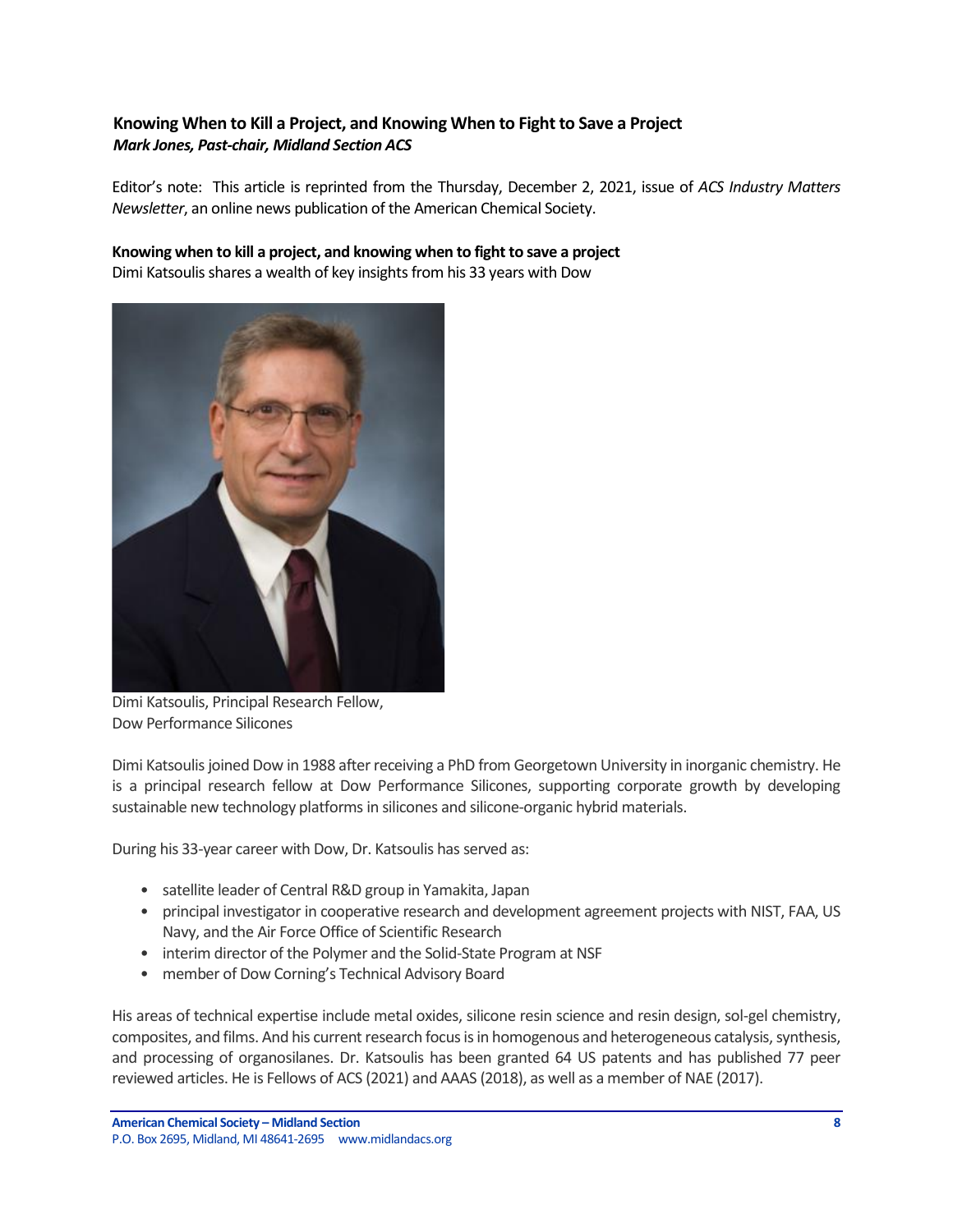### Knowing When to Kill a Project, and Knowing When to Fight to Save a Project

***Mark Jones, Past-chair, Midland Section ACS***

Editor's note: This article is reprinted from the Thursday, December 2, 2021, issue of *ACS Industry Matters Newsletter*, an online news publication of the American Chemical Society.

**Knowing when to kill a project, and knowing when to fight to save a project**

Dimi Katsoulis shares a wealth of key insights from his 33 years with Dow

Dimi Katsoulis, Principal Research Fellow, Dow Performance Silicones

Dimi Katsoulis joined Dow in 1988 after receiving a PhD from Georgetown University in inorganic chemistry. He is a principal research fellow at Dow Performance Silicones, supporting corporate growth by developing sustainable new technology platforms in silicones and silicone-organic hybrid materials.

During his 33-year career with Dow, Dr. Katsoulis has served as:

- satellite leader of Central R&D group in Yamakita, Japan
- principal investigator in cooperative research and development agreement projects with NIST, FAA, US Navy, and the Air Force Office of Scientific Research
- interim director of the Polymer and the Solid-State Program at NSF
- member of Dow Corning's Technical Advisory Board

His areas of technical expertise include metal oxides, silicone resin science and resin design, sol-gel chemistry, composites, and films. And his current research focus is in homogenous and heterogeneous catalysis, synthesis, and processing of organosilanes. Dr. Katsoulis has been granted 64 US patents and has published 77 peer reviewed articles. He is Fellows of ACS (2021) and AAAS (2018), as well as a member of NAE (2017).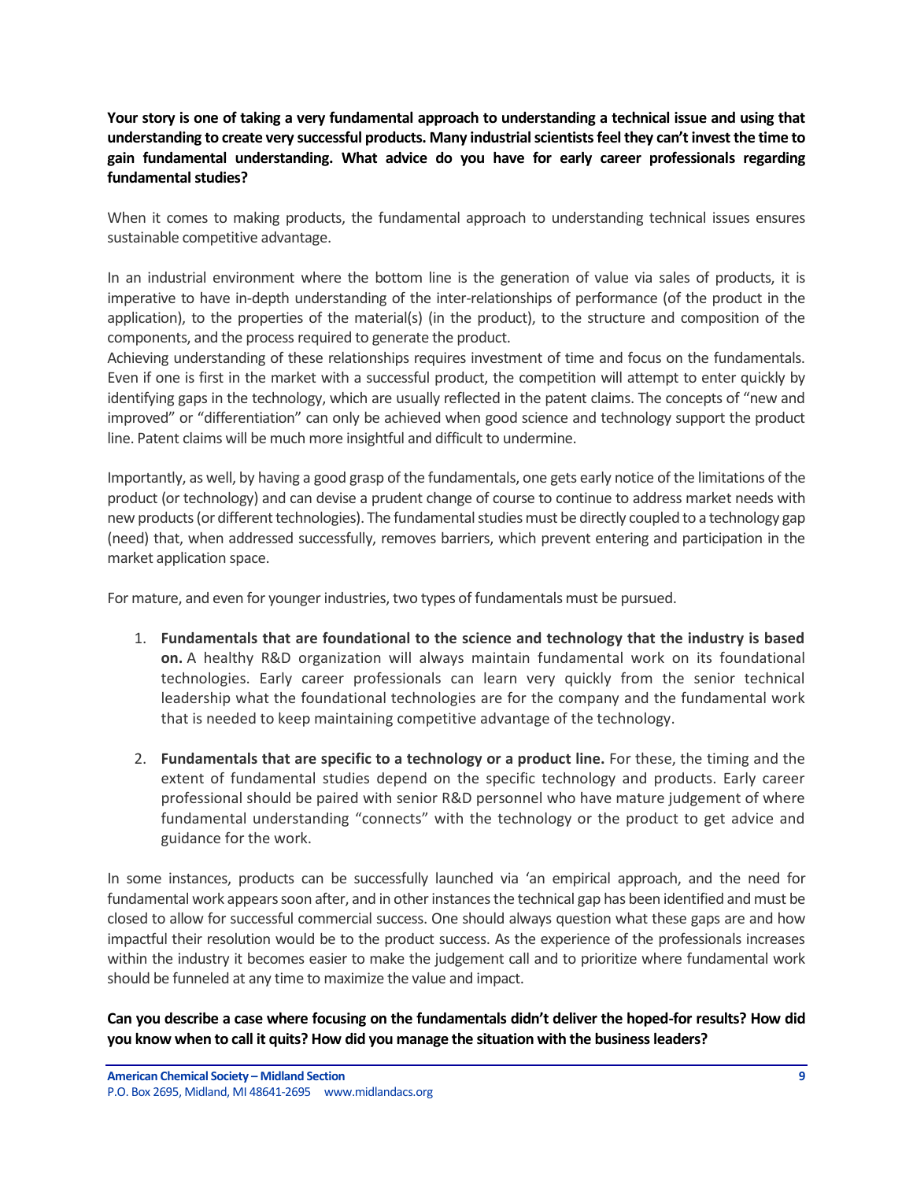**Your story is one of taking a very fundamental approach to understanding a technical issue and using that understanding to create very successful products. Many industrial scientists feel they can't invest the time to gain fundamental understanding. What advice do you have for early career professionals regarding fundamental studies?**

When it comes to making products, the fundamental approach to understanding technical issues ensures sustainable competitive advantage.

In an industrial environment where the bottom line is the generation of value via sales of products, it is imperative to have in-depth understanding of the inter-relationships of performance (of the product in the application), to the properties of the material(s) (in the product), to the structure and composition of the components, and the process required to generate the product.
Achieving understanding of these relationships requires investment of time and focus on the fundamentals. Even if one is first in the market with a successful product, the competition will attempt to enter quickly by identifying gaps in the technology, which are usually reflected in the patent claims. The concepts of "new and improved" or "differentiation" can only be achieved when good science and technology support the product line. Patent claims will be much more insightful and difficult to undermine.

Importantly, as well, by having a good grasp of the fundamentals, one gets early notice of the limitations of the product (or technology) and can devise a prudent change of course to continue to address market needs with new products (or different technologies). The fundamental studies must be directly coupled to a technology gap (need) that, when addressed successfully, removes barriers, which prevent entering and participation in the market application space.

For mature, and even for younger industries, two types of fundamentals must be pursued.

1. **Fundamentals that are foundational to the science and technology that the industry is based on.** A healthy R&D organization will always maintain fundamental work on its foundational technologies. Early career professionals can learn very quickly from the senior technical leadership what the foundational technologies are for the company and the fundamental work that is needed to keep maintaining competitive advantage of the technology.

2. **Fundamentals that are specific to a technology or a product line.** For these, the timing and the extent of fundamental studies depend on the specific technology and products. Early career professional should be paired with senior R&D personnel who have mature judgement of where fundamental understanding "connects" with the technology or the product to get advice and guidance for the work.

In some instances, products can be successfully launched via 'an empirical approach, and the need for fundamental work appears soon after, and in other instances the technical gap has been identified and must be closed to allow for successful commercial success. One should always question what these gaps are and how impactful their resolution would be to the product success. As the experience of the professionals increases within the industry it becomes easier to make the judgement call and to prioritize where fundamental work should be funneled at any time to maximize the value and impact.

**Can you describe a case where focusing on the fundamentals didn't deliver the hoped-for results? How did you know when to call it quits? How did you manage the situation with the business leaders?**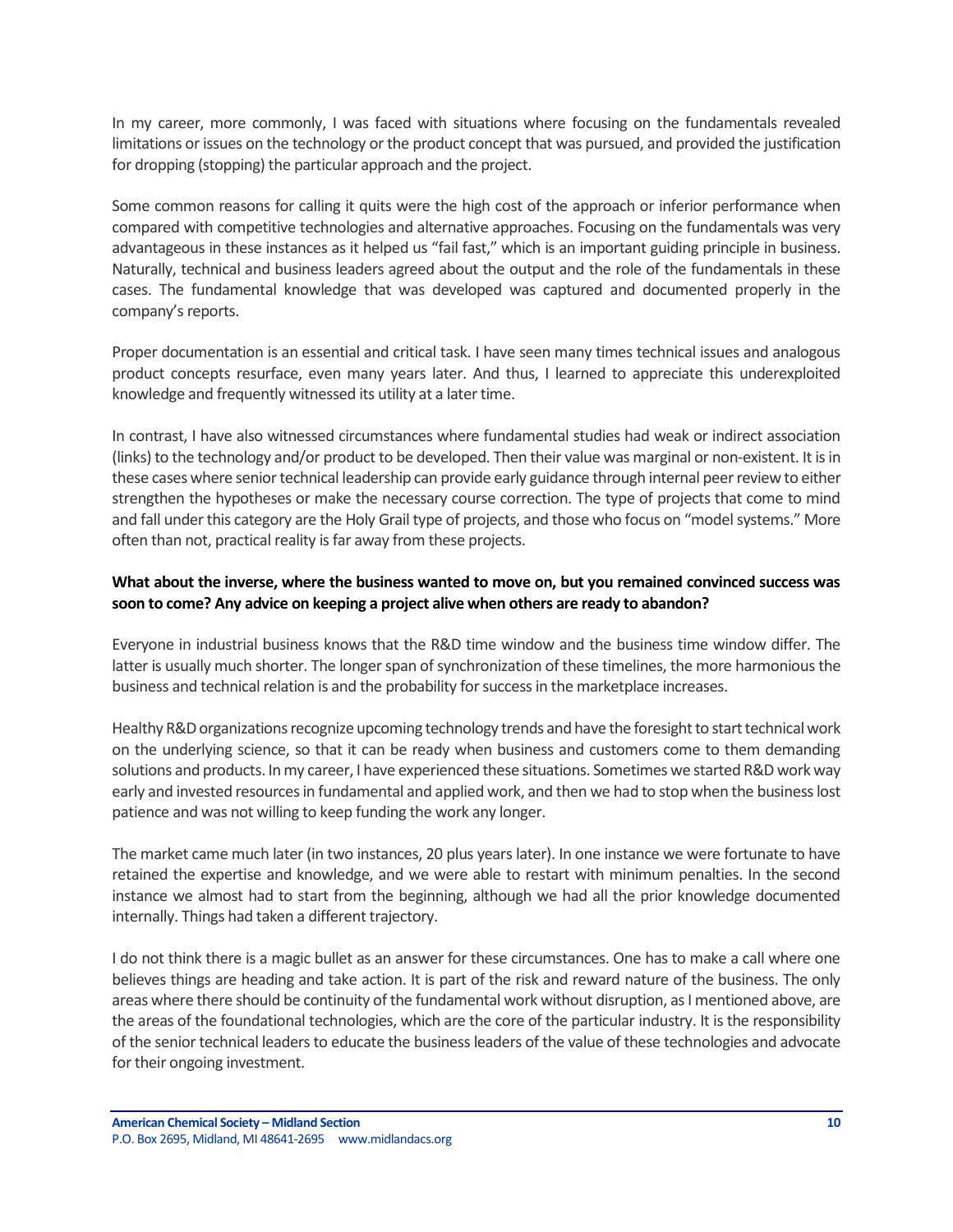In my career, more commonly, I was faced with situations where focusing on the fundamentals revealed limitations or issues on the technology or the product concept that was pursued, and provided the justification for dropping (stopping) the particular approach and the project.

Some common reasons for calling it quits were the high cost of the approach or inferior performance when compared with competitive technologies and alternative approaches. Focusing on the fundamentals was very advantageous in these instances as it helped us "fail fast," which is an important guiding principle in business. Naturally, technical and business leaders agreed about the output and the role of the fundamentals in these cases. The fundamental knowledge that was developed was captured and documented properly in the company's reports.

Proper documentation is an essential and critical task. I have seen many times technical issues and analogous product concepts resurface, even many years later. And thus, I learned to appreciate this underexploited knowledge and frequently witnessed its utility at a later time.

In contrast, I have also witnessed circumstances where fundamental studies had weak or indirect association (links) to the technology and/or product to be developed. Then their value was marginal or non-existent. It is in these cases where senior technical leadership can provide early guidance through internal peer review to either strengthen the hypotheses or make the necessary course correction. The type of projects that come to mind and fall under this category are the Holy Grail type of projects, and those who focus on "model systems." More often than not, practical reality is far away from these projects.

**What about the inverse, where the business wanted to move on, but you remained convinced success was soon to come? Any advice on keeping a project alive when others are ready to abandon?**

Everyone in industrial business knows that the R&D time window and the business time window differ. The latter is usually much shorter. The longer span of synchronization of these timelines, the more harmonious the business and technical relation is and the probability for success in the marketplace increases.

Healthy R&D organizations recognize upcoming technology trends and have the foresight to start technical work on the underlying science, so that it can be ready when business and customers come to them demanding solutions and products. In my career, I have experienced these situations. Sometimes we started R&D work way early and invested resources in fundamental and applied work, and then we had to stop when the business lost patience and was not willing to keep funding the work any longer.

The market came much later (in two instances, 20 plus years later). In one instance we were fortunate to have retained the expertise and knowledge, and we were able to restart with minimum penalties. In the second instance we almost had to start from the beginning, although we had all the prior knowledge documented internally. Things had taken a different trajectory.

I do not think there is a magic bullet as an answer for these circumstances. One has to make a call where one believes things are heading and take action. It is part of the risk and reward nature of the business. The only areas where there should be continuity of the fundamental work without disruption, as I mentioned above, are the areas of the foundational technologies, which are the core of the particular industry. It is the responsibility of the senior technical leaders to educate the business leaders of the value of these technologies and advocate for their ongoing investment.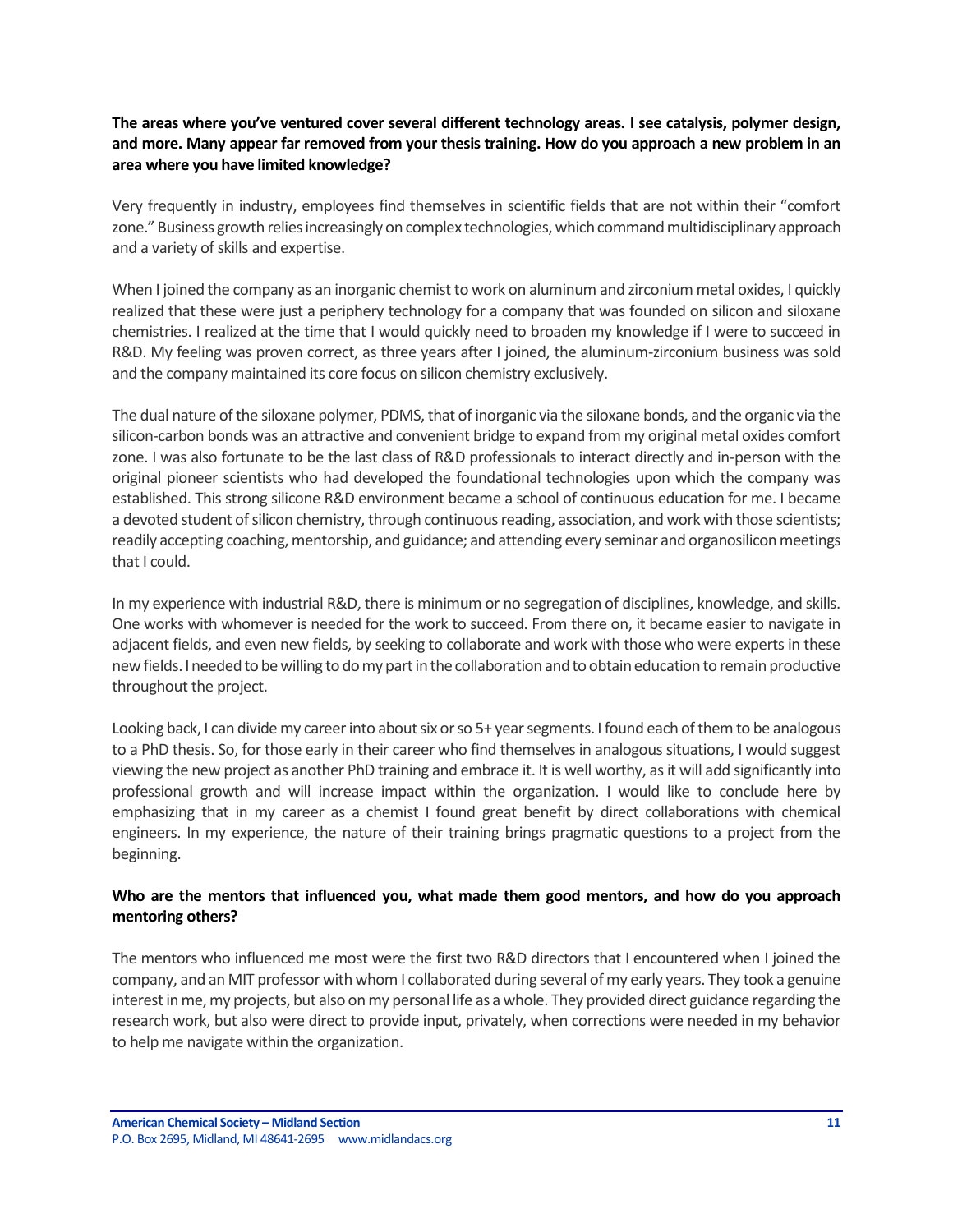**The areas where you've ventured cover several different technology areas. I see catalysis, polymer design, and more. Many appear far removed from your thesis training. How do you approach a new problem in an area where you have limited knowledge?**

Very frequently in industry, employees find themselves in scientific fields that are not within their "comfort zone." Business growth relies increasingly on complex technologies, which command multidisciplinary approach and a variety of skills and expertise.

When I joined the company as an inorganic chemist to work on aluminum and zirconium metal oxides, I quickly realized that these were just a periphery technology for a company that was founded on silicon and siloxane chemistries. I realized at the time that I would quickly need to broaden my knowledge if I were to succeed in R&D. My feeling was proven correct, as three years after I joined, the aluminum-zirconium business was sold and the company maintained its core focus on silicon chemistry exclusively.

The dual nature of the siloxane polymer, PDMS, that of inorganic via the siloxane bonds, and the organic via the silicon-carbon bonds was an attractive and convenient bridge to expand from my original metal oxides comfort zone. I was also fortunate to be the last class of R&D professionals to interact directly and in-person with the original pioneer scientists who had developed the foundational technologies upon which the company was established. This strong silicone R&D environment became a school of continuous education for me. I became a devoted student of silicon chemistry, through continuous reading, association, and work with those scientists; readily accepting coaching, mentorship, and guidance; and attending every seminar and organosilicon meetings that I could.

In my experience with industrial R&D, there is minimum or no segregation of disciplines, knowledge, and skills. One works with whomever is needed for the work to succeed. From there on, it became easier to navigate in adjacent fields, and even new fields, by seeking to collaborate and work with those who were experts in these new fields. I needed to be willing to do my part in the collaboration and to obtain education to remain productive throughout the project.

Looking back, I can divide my career into about six or so 5+ year segments. I found each of them to be analogous to a PhD thesis. So, for those early in their career who find themselves in analogous situations, I would suggest viewing the new project as another PhD training and embrace it. It is well worthy, as it will add significantly into professional growth and will increase impact within the organization. I would like to conclude here by emphasizing that in my career as a chemist I found great benefit by direct collaborations with chemical engineers. In my experience, the nature of their training brings pragmatic questions to a project from the beginning.

**Who are the mentors that influenced you, what made them good mentors, and how do you approach mentoring others?**

The mentors who influenced me most were the first two R&D directors that I encountered when I joined the company, and an MIT professor with whom I collaborated during several of my early years. They took a genuine interest in me, my projects, but also on my personal life as a whole. They provided direct guidance regarding the research work, but also were direct to provide input, privately, when corrections were needed in my behavior to help me navigate within the organization.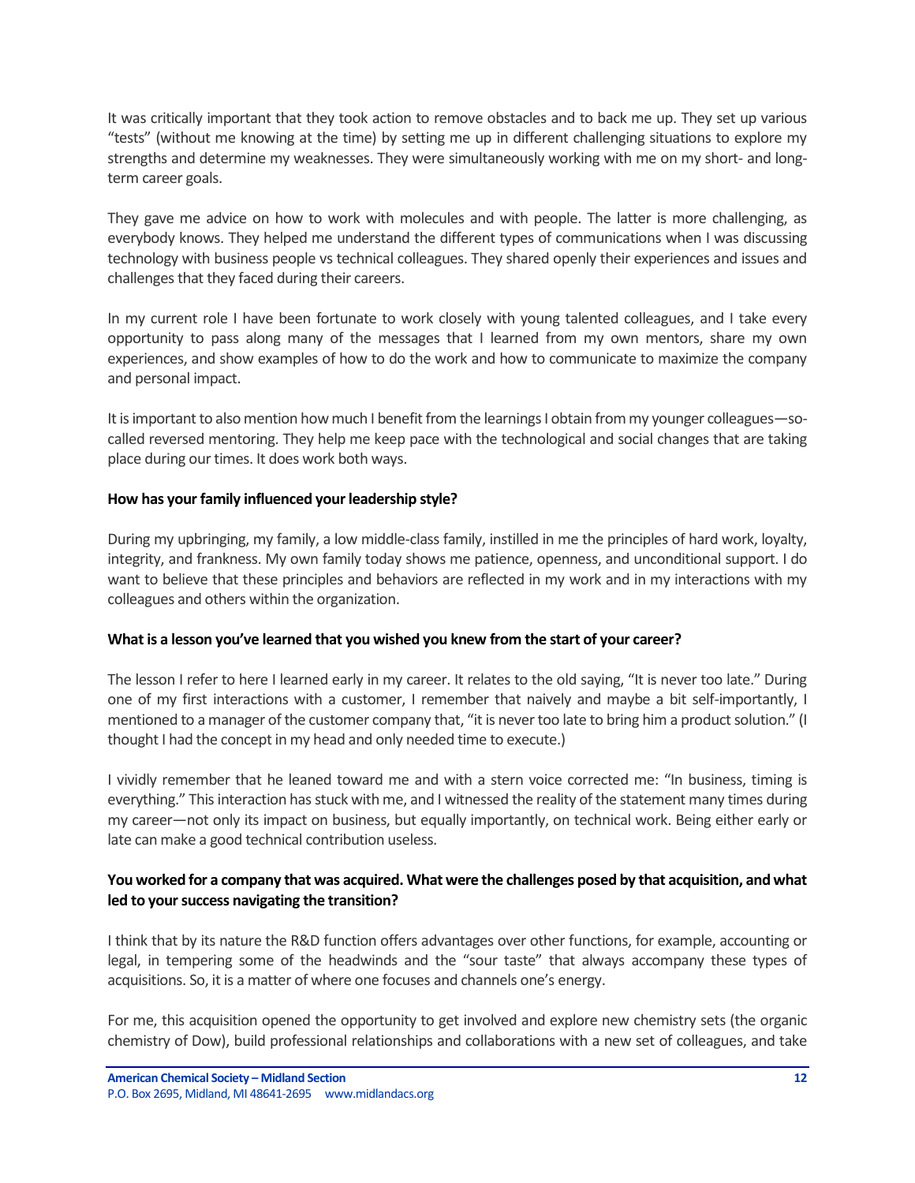It was critically important that they took action to remove obstacles and to back me up. They set up various "tests" (without me knowing at the time) by setting me up in different challenging situations to explore my strengths and determine my weaknesses. They were simultaneously working with me on my short- and long-term career goals.

They gave me advice on how to work with molecules and with people. The latter is more challenging, as everybody knows. They helped me understand the different types of communications when I was discussing technology with business people vs technical colleagues. They shared openly their experiences and issues and challenges that they faced during their careers.

In my current role I have been fortunate to work closely with young talented colleagues, and I take every opportunity to pass along many of the messages that I learned from my own mentors, share my own experiences, and show examples of how to do the work and how to communicate to maximize the company and personal impact.

It is important to also mention how much I benefit from the learnings I obtain from my younger colleagues—so-called reversed mentoring. They help me keep pace with the technological and social changes that are taking place during our times. It does work both ways.

**How has your family influenced your leadership style?**

During my upbringing, my family, a low middle-class family, instilled in me the principles of hard work, loyalty, integrity, and frankness. My own family today shows me patience, openness, and unconditional support. I do want to believe that these principles and behaviors are reflected in my work and in my interactions with my colleagues and others within the organization.

**What is a lesson you've learned that you wished you knew from the start of your career?**

The lesson I refer to here I learned early in my career. It relates to the old saying, "It is never too late." During one of my first interactions with a customer, I remember that naively and maybe a bit self-importantly, I mentioned to a manager of the customer company that, "it is never too late to bring him a product solution." (I thought I had the concept in my head and only needed time to execute.)

I vividly remember that he leaned toward me and with a stern voice corrected me: "In business, timing is everything." This interaction has stuck with me, and I witnessed the reality of the statement many times during my career—not only its impact on business, but equally importantly, on technical work. Being either early or late can make a good technical contribution useless.

**You worked for a company that was acquired. What were the challenges posed by that acquisition, and what led to your success navigating the transition?**

I think that by its nature the R&D function offers advantages over other functions, for example, accounting or legal, in tempering some of the headwinds and the "sour taste" that always accompany these types of acquisitions. So, it is a matter of where one focuses and channels one's energy.

For me, this acquisition opened the opportunity to get involved and explore new chemistry sets (the organic chemistry of Dow), build professional relationships and collaborations with a new set of colleagues, and take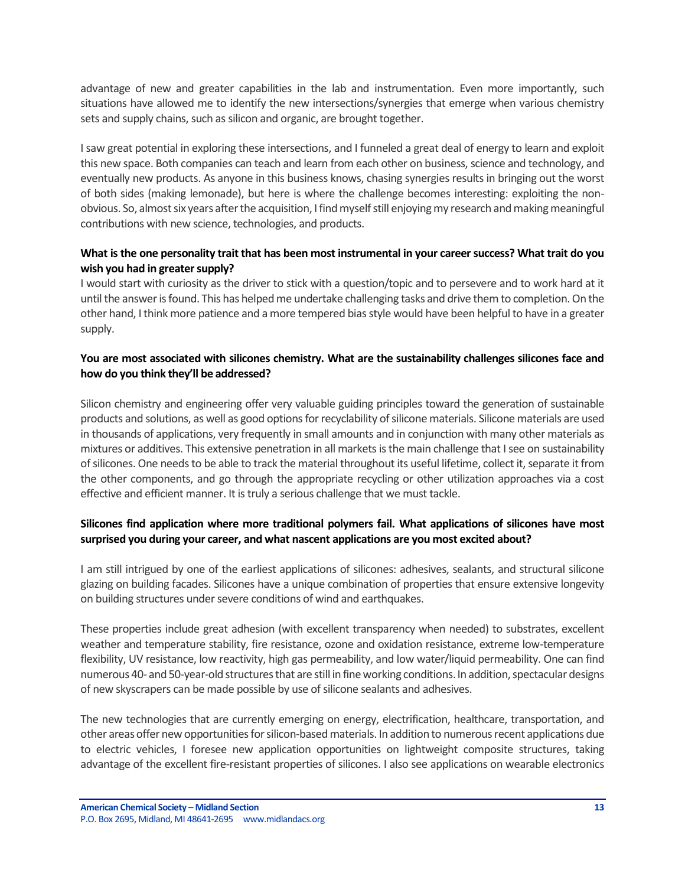advantage of new and greater capabilities in the lab and instrumentation. Even more importantly, such situations have allowed me to identify the new intersections/synergies that emerge when various chemistry sets and supply chains, such as silicon and organic, are brought together.

I saw great potential in exploring these intersections, and I funneled a great deal of energy to learn and exploit this new space. Both companies can teach and learn from each other on business, science and technology, and eventually new products. As anyone in this business knows, chasing synergies results in bringing out the worst of both sides (making lemonade), but here is where the challenge becomes interesting: exploiting the non-obvious. So, almost six years after the acquisition, I find myself still enjoying my research and making meaningful contributions with new science, technologies, and products.

**What is the one personality trait that has been most instrumental in your career success? What trait do you wish you had in greater supply?**

I would start with curiosity as the driver to stick with a question/topic and to persevere and to work hard at it until the answer is found. This has helped me undertake challenging tasks and drive them to completion. On the other hand, I think more patience and a more tempered bias style would have been helpful to have in a greater supply.

**You are most associated with silicones chemistry. What are the sustainability challenges silicones face and how do you think they'll be addressed?**

Silicon chemistry and engineering offer very valuable guiding principles toward the generation of sustainable products and solutions, as well as good options for recyclability of silicone materials. Silicone materials are used in thousands of applications, very frequently in small amounts and in conjunction with many other materials as mixtures or additives. This extensive penetration in all markets is the main challenge that I see on sustainability of silicones. One needs to be able to track the material throughout its useful lifetime, collect it, separate it from the other components, and go through the appropriate recycling or other utilization approaches via a cost effective and efficient manner. It is truly a serious challenge that we must tackle.

**Silicones find application where more traditional polymers fail. What applications of silicones have most surprised you during your career, and what nascent applications are you most excited about?**

I am still intrigued by one of the earliest applications of silicones: adhesives, sealants, and structural silicone glazing on building facades. Silicones have a unique combination of properties that ensure extensive longevity on building structures under severe conditions of wind and earthquakes.

These properties include great adhesion (with excellent transparency when needed) to substrates, excellent weather and temperature stability, fire resistance, ozone and oxidation resistance, extreme low-temperature flexibility, UV resistance, low reactivity, high gas permeability, and low water/liquid permeability. One can find numerous 40- and 50-year-old structures that are still in fine working conditions. In addition, spectacular designs of new skyscrapers can be made possible by use of silicone sealants and adhesives.

The new technologies that are currently emerging on energy, electrification, healthcare, transportation, and other areas offer new opportunities for silicon-based materials. In addition to numerous recent applications due to electric vehicles, I foresee new application opportunities on lightweight composite structures, taking advantage of the excellent fire-resistant properties of silicones. I also see applications on wearable electronics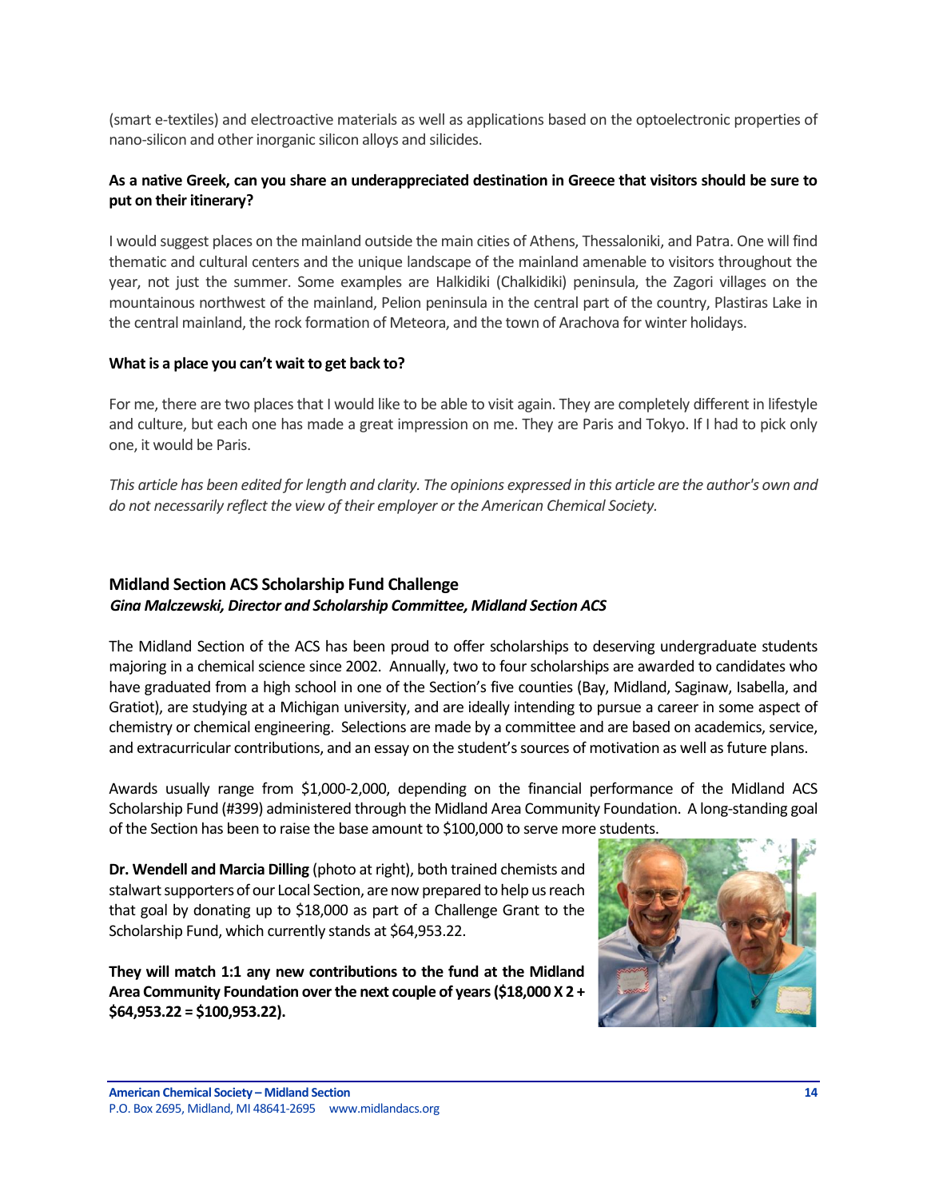(smart e-textiles) and electroactive materials as well as applications based on the optoelectronic properties of nano-silicon and other inorganic silicon alloys and silicides.

**As a native Greek, can you share an underappreciated destination in Greece that visitors should be sure to put on their itinerary?**

I would suggest places on the mainland outside the main cities of Athens, Thessaloniki, and Patra. One will find thematic and cultural centers and the unique landscape of the mainland amenable to visitors throughout the year, not just the summer. Some examples are Halkidiki (Chalkidiki) peninsula, the Zagori villages on the mountainous northwest of the mainland, Pelion peninsula in the central part of the country, Plastiras Lake in the central mainland, the rock formation of Meteora, and the town of Arachova for winter holidays.

**What is a place you can't wait to get back to?**

For me, there are two places that I would like to be able to visit again. They are completely different in lifestyle and culture, but each one has made a great impression on me. They are Paris and Tokyo. If I had to pick only one, it would be Paris.

*This article has been edited for length and clarity. The opinions expressed in this article are the author's own and do not necessarily reflect the view of their employer or the American Chemical Society.*

## Midland Section ACS Scholarship Fund Challenge

***Gina Malczewski, Director and Scholarship Committee, Midland Section ACS***

The Midland Section of the ACS has been proud to offer scholarships to deserving undergraduate students majoring in a chemical science since 2002. Annually, two to four scholarships are awarded to candidates who have graduated from a high school in one of the Section's five counties (Bay, Midland, Saginaw, Isabella, and Gratiot), are studying at a Michigan university, and are ideally intending to pursue a career in some aspect of chemistry or chemical engineering. Selections are made by a committee and are based on academics, service, and extracurricular contributions, and an essay on the student's sources of motivation as well as future plans.

Awards usually range from $1,000-2,000, depending on the financial performance of the Midland ACS Scholarship Fund (#399) administered through the Midland Area Community Foundation. A long-standing goal of the Section has been to raise the base amount to $100,000 to serve more students.

**Dr. Wendell and Marcia Dilling** (photo at right), both trained chemists and stalwart supporters of our Local Section, are now prepared to help us reach that goal by donating up to $18,000 as part of a Challenge Grant to the Scholarship Fund, which currently stands at $64,953.22.

**They will match 1:1 any new contributions to the fund at the Midland Area Community Foundation over the next couple of years ($18,000 X 2 + $64,953.22 = $100,953.22).**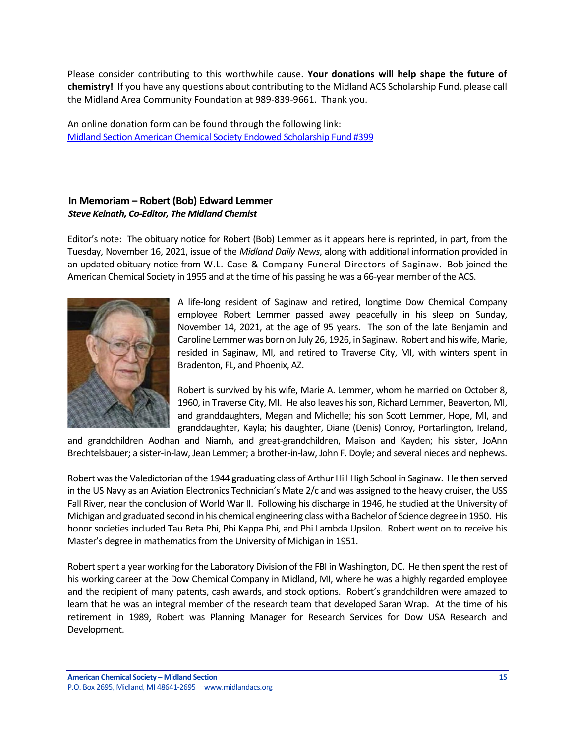Please consider contributing to this worthwhile cause. **Your donations will help shape the future of chemistry!** If you have any questions about contributing to the Midland ACS Scholarship Fund, please call the Midland Area Community Foundation at 989-839-9661. Thank you.

An online donation form can be found through the following link:
[Midland Section American Chemical Society Endowed Scholarship Fund #399]()

## In Memoriam – Robert (Bob) Edward Lemmer

***Steve Keinath, Co-Editor, The Midland Chemist***

Editor's note: The obituary notice for Robert (Bob) Lemmer as it appears here is reprinted, in part, from the Tuesday, November 16, 2021, issue of the *Midland Daily News*, along with additional information provided in an updated obituary notice from W.L. Case & Company Funeral Directors of Saginaw. Bob joined the American Chemical Society in 1955 and at the time of his passing he was a 66-year member of the ACS.

A life-long resident of Saginaw and retired, longtime Dow Chemical Company employee Robert Lemmer passed away peacefully in his sleep on Sunday, November 14, 2021, at the age of 95 years. The son of the late Benjamin and Caroline Lemmer was born on July 26, 1926, in Saginaw. Robert and his wife, Marie, resided in Saginaw, MI, and retired to Traverse City, MI, with winters spent in Bradenton, FL, and Phoenix, AZ.

Robert is survived by his wife, Marie A. Lemmer, whom he married on October 8, 1960, in Traverse City, MI. He also leaves his son, Richard Lemmer, Beaverton, MI, and granddaughters, Megan and Michelle; his son Scott Lemmer, Hope, MI, and granddaughter, Kayla; his daughter, Diane (Denis) Conroy, Portarlington, Ireland, and grandchildren Aodhan and Niamh, and great-grandchildren, Maison and Kayden; his sister, JoAnn Brechtelsbauer; a sister-in-law, Jean Lemmer; a brother-in-law, John F. Doyle; and several nieces and nephews.

Robert was the Valedictorian of the 1944 graduating class of Arthur Hill High School in Saginaw. He then served in the US Navy as an Aviation Electronics Technician's Mate 2/c and was assigned to the heavy cruiser, the USS Fall River, near the conclusion of World War II. Following his discharge in 1946, he studied at the University of Michigan and graduated second in his chemical engineering class with a Bachelor of Science degree in 1950. His honor societies included Tau Beta Phi, Phi Kappa Phi, and Phi Lambda Upsilon. Robert went on to receive his Master's degree in mathematics from the University of Michigan in 1951.

Robert spent a year working for the Laboratory Division of the FBI in Washington, DC. He then spent the rest of his working career at the Dow Chemical Company in Midland, MI, where he was a highly regarded employee and the recipient of many patents, cash awards, and stock options. Robert's grandchildren were amazed to learn that he was an integral member of the research team that developed Saran Wrap. At the time of his retirement in 1989, Robert was Planning Manager for Research Services for Dow USA Research and Development.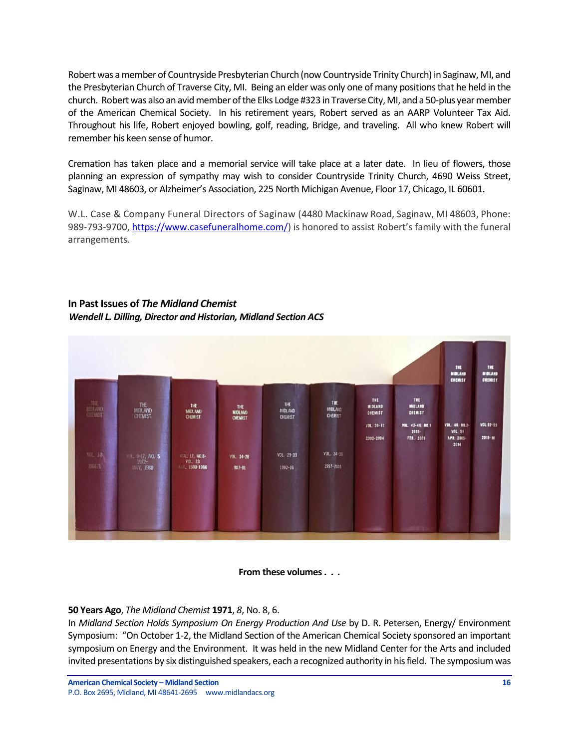Robert was a member of Countryside Presbyterian Church (now Countryside Trinity Church) in Saginaw, MI, and the Presbyterian Church of Traverse City, MI. Being an elder was only one of many positions that he held in the church. Robert was also an avid member of the Elks Lodge #323 in Traverse City, MI, and a 50-plus year member of the American Chemical Society. In his retirement years, Robert served as an AARP Volunteer Tax Aid. Throughout his life, Robert enjoyed bowling, golf, reading, Bridge, and traveling. All who knew Robert will remember his keen sense of humor.

Cremation has taken place and a memorial service will take place at a later date. In lieu of flowers, those planning an expression of sympathy may wish to consider Countryside Trinity Church, 4690 Weiss Street, Saginaw, MI 48603, or Alzheimer's Association, 225 North Michigan Avenue, Floor 17, Chicago, IL 60601.

W.L. Case & Company Funeral Directors of Saginaw (4480 Mackinaw Road, Saginaw, MI 48603, Phone: 989-793-9700, https://www.casefuneralhome.com/) is honored to assist Robert's family with the funeral arrangements.

## In Past Issues of *The Midland Chemist*

***Wendell L. Dilling, Director and Historian, Midland Section ACS***

**From these volumes . . .**

**50 Years Ago**, *The Midland Chemist* **1971**, *8*, No. 8, 6.

In *Midland Section Holds Symposium On Energy Production And Use* by D. R. Petersen, Energy/ Environment Symposium: "On October 1-2, the Midland Section of the American Chemical Society sponsored an important symposium on Energy and the Environment. It was held in the new Midland Center for the Arts and included invited presentations by six distinguished speakers, each a recognized authority in his field. The symposium was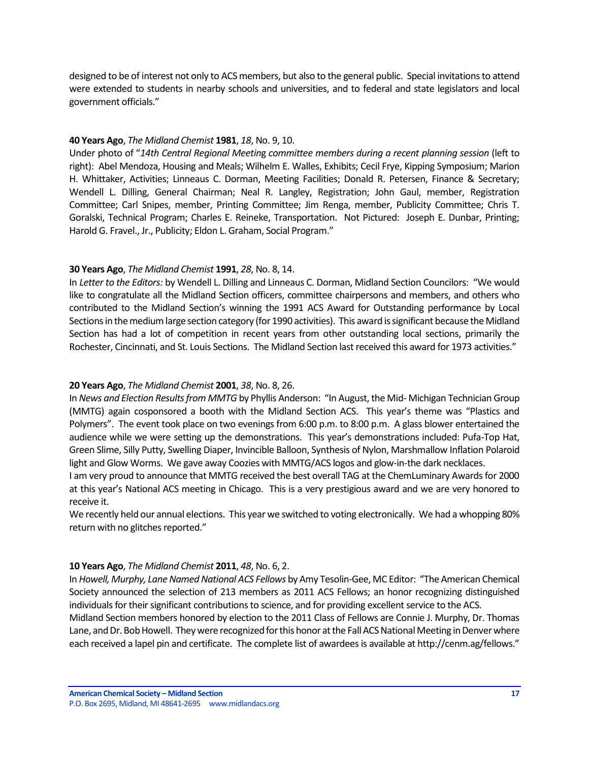designed to be of interest not only to ACS members, but also to the general public. Special invitations to attend were extended to students in nearby schools and universities, and to federal and state legislators and local government officials."

**40 Years Ago**, *The Midland Chemist* **1981**, *18*, No. 9, 10.
Under photo of "*14th Central Regional Meeting committee members during a recent planning session* (left to right): Abel Mendoza, Housing and Meals; Wilhelm E. Walles, Exhibits; Cecil Frye, Kipping Symposium; Marion H. Whittaker, Activities; Linneaus C. Dorman, Meeting Facilities; Donald R. Petersen, Finance & Secretary; Wendell L. Dilling, General Chairman; Neal R. Langley, Registration; John Gaul, member, Registration Committee; Carl Snipes, member, Printing Committee; Jim Renga, member, Publicity Committee; Chris T. Goralski, Technical Program; Charles E. Reineke, Transportation. Not Pictured: Joseph E. Dunbar, Printing; Harold G. Fravel., Jr., Publicity; Eldon L. Graham, Social Program."

**30 Years Ago**, *The Midland Chemist* **1991**, *28*, No. 8, 14.
In *Letter to the Editors:* by Wendell L. Dilling and Linneaus C. Dorman, Midland Section Councilors: "We would like to congratulate all the Midland Section officers, committee chairpersons and members, and others who contributed to the Midland Section's winning the 1991 ACS Award for Outstanding performance by Local Sections in the medium large section category (for 1990 activities). This award is significant because the Midland Section has had a lot of competition in recent years from other outstanding local sections, primarily the Rochester, Cincinnati, and St. Louis Sections. The Midland Section last received this award for 1973 activities."

**20 Years Ago**, *The Midland Chemist* **2001**, *38*, No. 8, 26.
In *News and Election Results from MMTG* by Phyllis Anderson: "In August, the Mid- Michigan Technician Group (MMTG) again cosponsored a booth with the Midland Section ACS. This year's theme was "Plastics and Polymers". The event took place on two evenings from 6:00 p.m. to 8:00 p.m. A glass blower entertained the audience while we were setting up the demonstrations. This year's demonstrations included: Pufa-Top Hat, Green Slime, Silly Putty, Swelling Diaper, Invincible Balloon, Synthesis of Nylon, Marshmallow Inflation Polaroid light and Glow Worms. We gave away Coozies with MMTG/ACS logos and glow-in-the dark necklaces.
I am very proud to announce that MMTG received the best overall TAG at the ChemLuminary Awards for 2000 at this year's National ACS meeting in Chicago. This is a very prestigious award and we are very honored to receive it.
We recently held our annual elections. This year we switched to voting electronically. We had a whopping 80% return with no glitches reported."

**10 Years Ago**, *The Midland Chemist* **2011**, *48*, No. 6, 2.
In *Howell, Murphy, Lane Named National ACS Fellows* by Amy Tesolin-Gee, MC Editor: "The American Chemical Society announced the selection of 213 members as 2011 ACS Fellows; an honor recognizing distinguished individuals for their significant contributions to science, and for providing excellent service to the ACS.
Midland Section members honored by election to the 2011 Class of Fellows are Connie J. Murphy, Dr. Thomas Lane, and Dr. Bob Howell. They were recognized for this honor at the Fall ACS National Meeting in Denver where each received a lapel pin and certificate. The complete list of awardees is available at http://cenm.ag/fellows."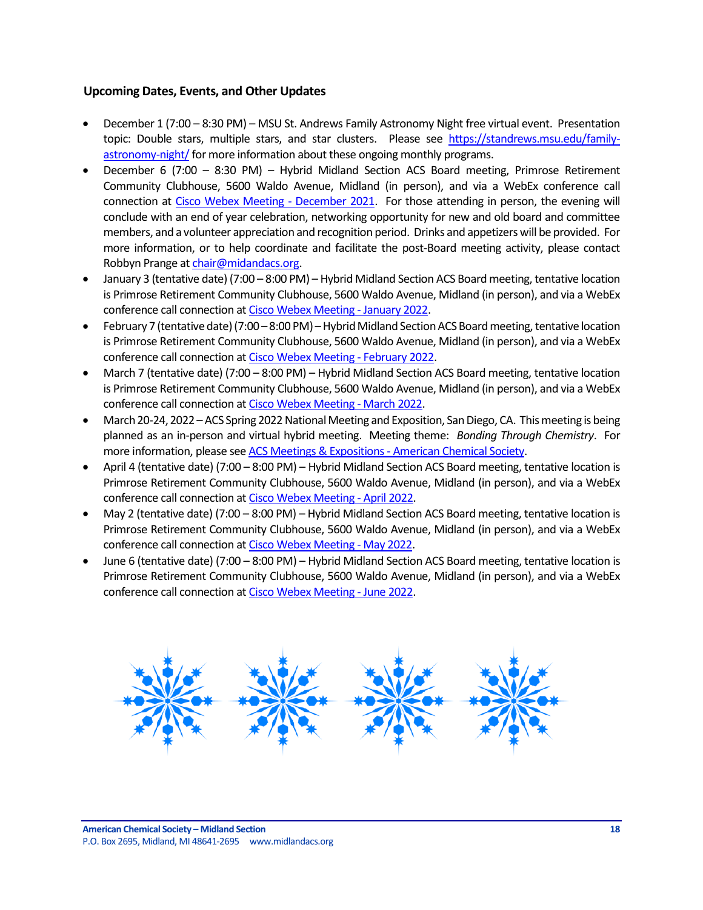### Upcoming Dates, Events, and Other Updates

- December 1 (7:00 – 8:30 PM) – MSU St. Andrews Family Astronomy Night free virtual event. Presentation topic: Double stars, multiple stars, and star clusters. Please see https://standrews.msu.edu/family-astronomy-night/ for more information about these ongoing monthly programs.
- December 6 (7:00 – 8:30 PM) – Hybrid Midland Section ACS Board meeting, Primrose Retirement Community Clubhouse, 5600 Waldo Avenue, Midland (in person), and via a WebEx conference call connection at Cisco Webex Meeting - December 2021. For those attending in person, the evening will conclude with an end of year celebration, networking opportunity for new and old board and committee members, and a volunteer appreciation and recognition period. Drinks and appetizers will be provided. For more information, or to help coordinate and facilitate the post-Board meeting activity, please contact Robbyn Prange at chair@midandacs.org.
- January 3 (tentative date) (7:00 – 8:00 PM) – Hybrid Midland Section ACS Board meeting, tentative location is Primrose Retirement Community Clubhouse, 5600 Waldo Avenue, Midland (in person), and via a WebEx conference call connection at Cisco Webex Meeting - January 2022.
- February 7 (tentative date) (7:00 – 8:00 PM) – Hybrid Midland Section ACS Board meeting, tentative location is Primrose Retirement Community Clubhouse, 5600 Waldo Avenue, Midland (in person), and via a WebEx conference call connection at Cisco Webex Meeting - February 2022.
- March 7 (tentative date) (7:00 – 8:00 PM) – Hybrid Midland Section ACS Board meeting, tentative location is Primrose Retirement Community Clubhouse, 5600 Waldo Avenue, Midland (in person), and via a WebEx conference call connection at Cisco Webex Meeting - March 2022.
- March 20-24, 2022 – ACS Spring 2022 National Meeting and Exposition, San Diego, CA. This meeting is being planned as an in-person and virtual hybrid meeting. Meeting theme: *Bonding Through Chemistry*. For more information, please see ACS Meetings & Expositions - American Chemical Society.
- April 4 (tentative date) (7:00 – 8:00 PM) – Hybrid Midland Section ACS Board meeting, tentative location is Primrose Retirement Community Clubhouse, 5600 Waldo Avenue, Midland (in person), and via a WebEx conference call connection at Cisco Webex Meeting - April 2022.
- May 2 (tentative date) (7:00 – 8:00 PM) – Hybrid Midland Section ACS Board meeting, tentative location is Primrose Retirement Community Clubhouse, 5600 Waldo Avenue, Midland (in person), and via a WebEx conference call connection at Cisco Webex Meeting - May 2022.
- June 6 (tentative date) (7:00 – 8:00 PM) – Hybrid Midland Section ACS Board meeting, tentative location is Primrose Retirement Community Clubhouse, 5600 Waldo Avenue, Midland (in person), and via a WebEx conference call connection at Cisco Webex Meeting - June 2022.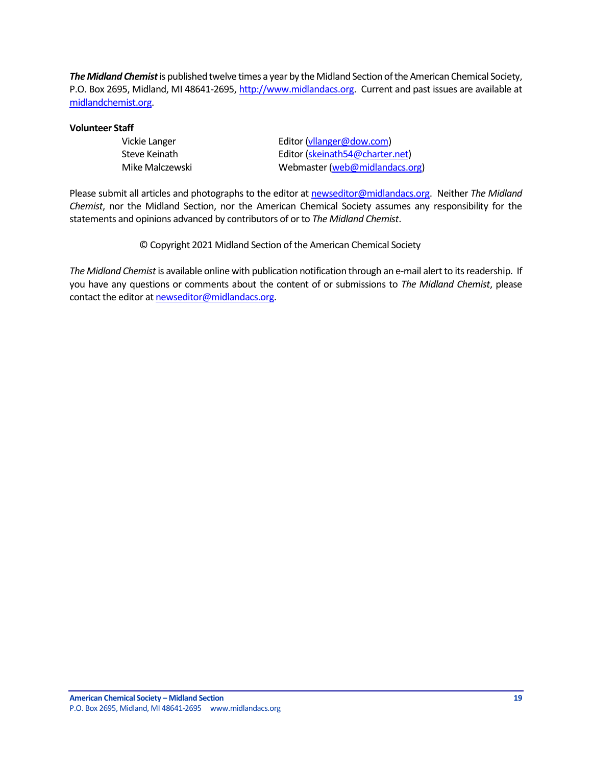***The Midland Chemist*** is published twelve times a year by the Midland Section of the American Chemical Society, P.O. Box 2695, Midland, MI 48641-2695, http://www.midlandacs.org. Current and past issues are available at midlandchemist.org.

**Volunteer Staff**

| | |
|---|---|
| Vickie Langer | Editor (vllanger@dow.com) |
| Steve Keinath | Editor (skeinath54@charter.net) |
| Mike Malczewski | Webmaster (web@midlandacs.org) |

Please submit all articles and photographs to the editor at newseditor@midlandacs.org. Neither *The Midland Chemist*, nor the Midland Section, nor the American Chemical Society assumes any responsibility for the statements and opinions advanced by contributors of or to *The Midland Chemist*.

© Copyright 2021 Midland Section of the American Chemical Society

*The Midland Chemist* is available online with publication notification through an e-mail alert to its readership. If you have any questions or comments about the content of or submissions to *The Midland Chemist*, please contact the editor at newseditor@midlandacs.org.